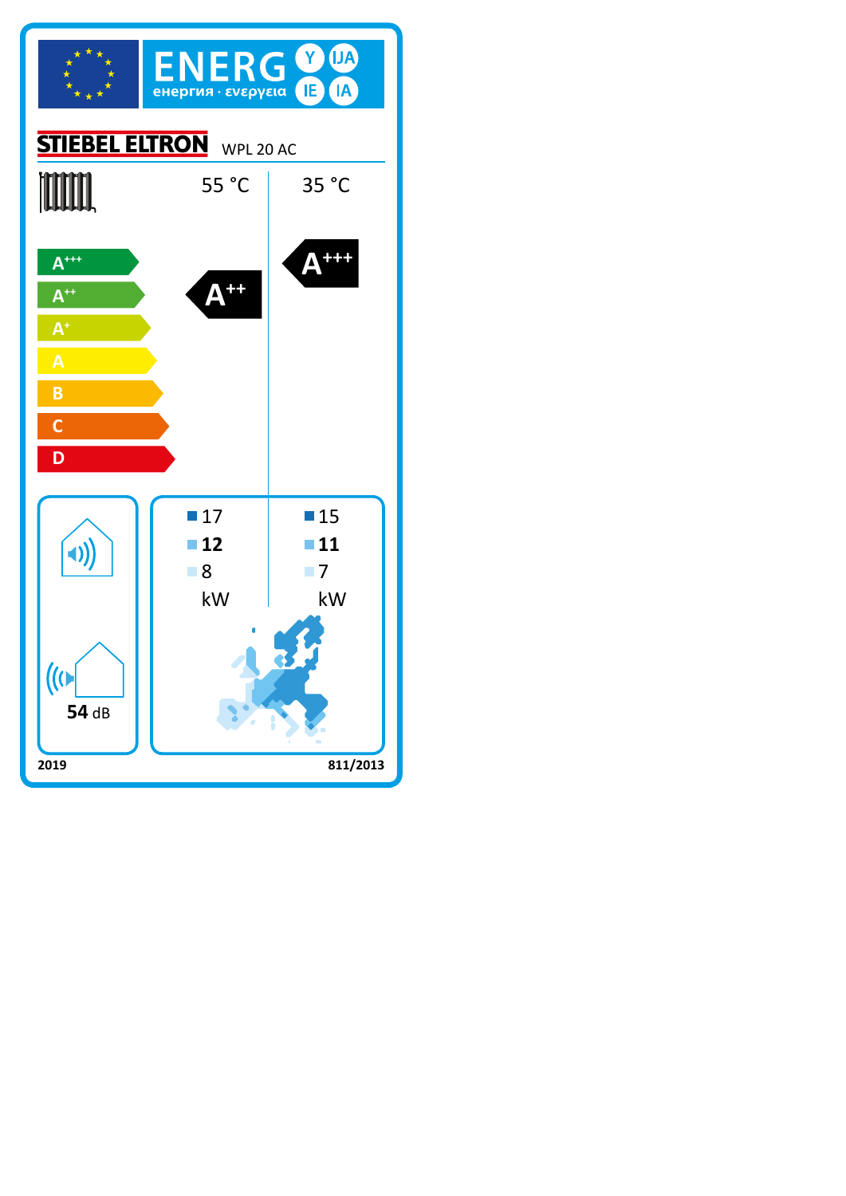ENERG Y IJA IE IA

енергия · ενεργεια

STIEBEL ELTRON WPL 20 AC

55 °C

35 °C

$A^{+++}$

$A^{++}$

$A^{+}$

A

B

C

D

$A^{++}$

$A^{+++}$

17

**12**

8

kW

15

**11**

7

kW

**54** dB

2019

811/2013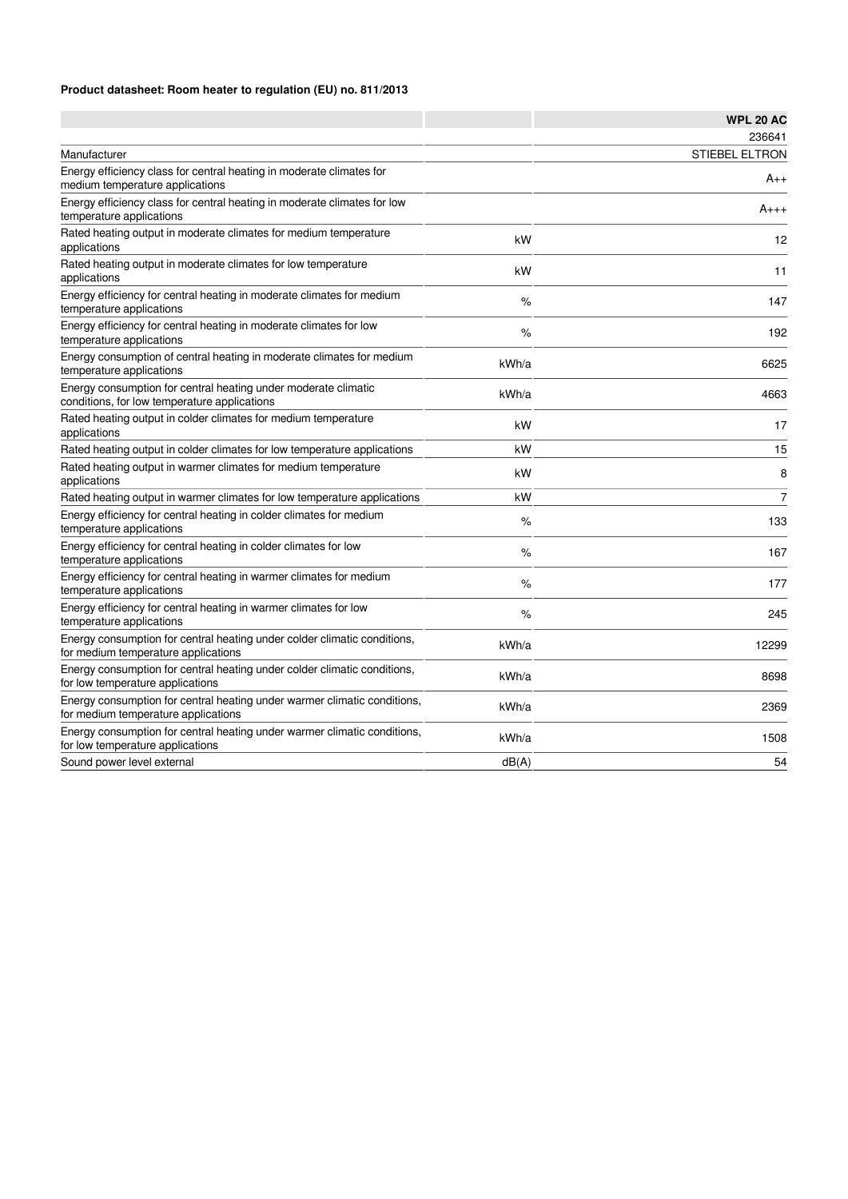**Product datasheet: Room heater to regulation (EU) no. 811/2013**

| | | WPL 20 AC |
|---|---|---|
| | | 236641 |
| Manufacturer | | STIEBEL ELTRON |
| Energy efficiency class for central heating in moderate climates for medium temperature applications | | A++ |
| Energy efficiency class for central heating in moderate climates for low temperature applications | | A+++ |
| Rated heating output in moderate climates for medium temperature applications | kW | 12 |
| Rated heating output in moderate climates for low temperature applications | kW | 11 |
| Energy efficiency for central heating in moderate climates for medium temperature applications | % | 147 |
| Energy efficiency for central heating in moderate climates for low temperature applications | % | 192 |
| Energy consumption of central heating in moderate climates for medium temperature applications | kWh/a | 6625 |
| Energy consumption for central heating under moderate climatic conditions, for low temperature applications | kWh/a | 4663 |
| Rated heating output in colder climates for medium temperature applications | kW | 17 |
| Rated heating output in colder climates for low temperature applications | kW | 15 |
| Rated heating output in warmer climates for medium temperature applications | kW | 8 |
| Rated heating output in warmer climates for low temperature applications | kW | 7 |
| Energy efficiency for central heating in colder climates for medium temperature applications | % | 133 |
| Energy efficiency for central heating in colder climates for low temperature applications | % | 167 |
| Energy efficiency for central heating in warmer climates for medium temperature applications | % | 177 |
| Energy efficiency for central heating in warmer climates for low temperature applications | % | 245 |
| Energy consumption for central heating under colder climatic conditions, for medium temperature applications | kWh/a | 12299 |
| Energy consumption for central heating under colder climatic conditions, for low temperature applications | kWh/a | 8698 |
| Energy consumption for central heating under warmer climatic conditions, for medium temperature applications | kWh/a | 2369 |
| Energy consumption for central heating under warmer climatic conditions, for low temperature applications | kWh/a | 1508 |
| Sound power level external | dB(A) | 54 |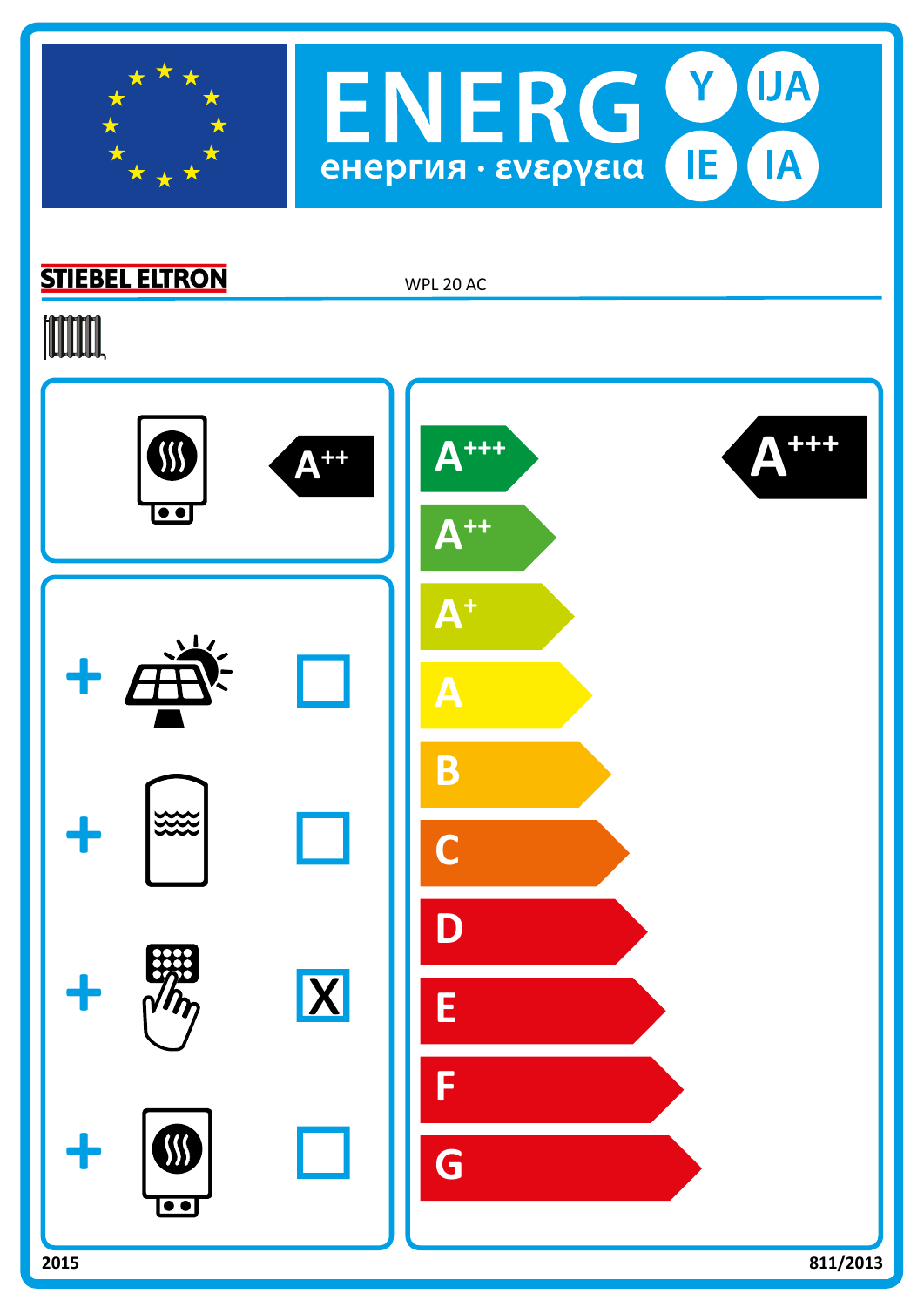# ENERG Y IJA IE IA

енергия · ενεργεια

STIEBEL ELTRON

WPL 20 AC

A++

| | |
|---|---|
| + Solar | ☐ |
| + Storage tank | ☐ |
| + Temperature control | X |
| + Supplementary heater | ☐ |

A+++

A++

A+

A

B

C

D

E

F

G

A+++

2015

811/2013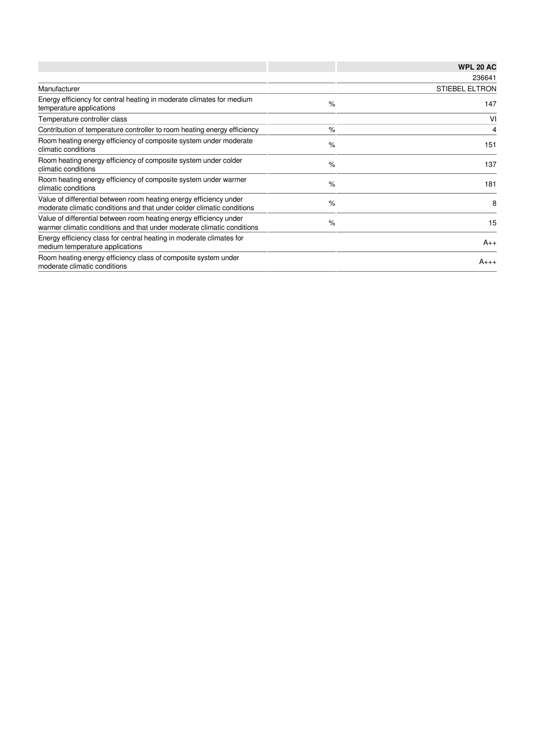| | | WPL 20 AC |
|---|---|---|
| | | 236641 |
| Manufacturer | | STIEBEL ELTRON |
| Energy efficiency for central heating in moderate climates for medium temperature applications | % | 147 |
| Temperature controller class | | VI |
| Contribution of temperature controller to room heating energy efficiency | % | 4 |
| Room heating energy efficiency of composite system under moderate climatic conditions | % | 151 |
| Room heating energy efficiency of composite system under colder climatic conditions | % | 137 |
| Room heating energy efficiency of composite system under warmer climatic conditions | % | 181 |
| Value of differential between room heating energy efficiency under moderate climatic conditions and that under colder climatic conditions | % | 8 |
| Value of differential between room heating energy efficiency under warmer climatic conditions and that under moderate climatic conditions | % | 15 |
| Energy efficiency class for central heating in moderate climates for medium temperature applications | | A++ |
| Room heating energy efficiency class of composite system under moderate climatic conditions | | A+++ |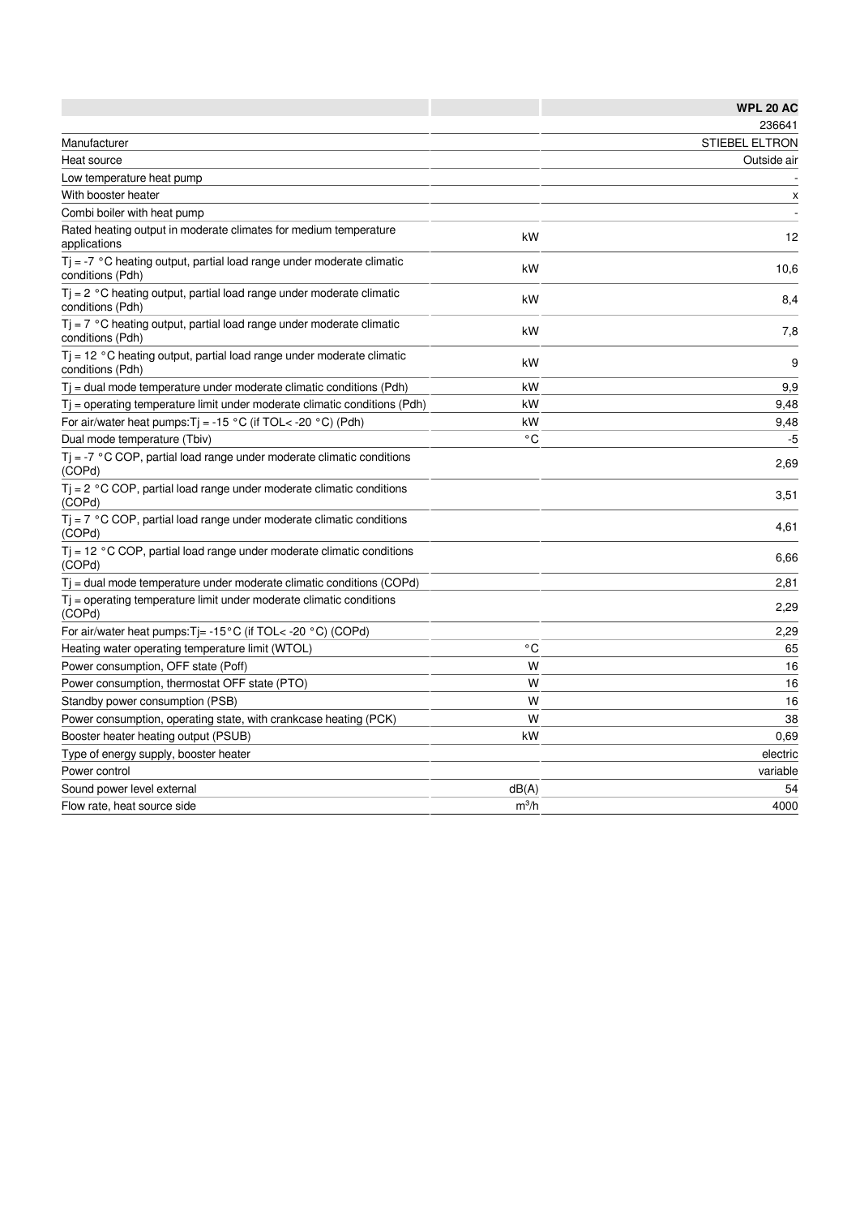| | | WPL 20 AC |
|---|---|---|
| | | 236641 |
| Manufacturer | | STIEBEL ELTRON |
| Heat source | | Outside air |
| Low temperature heat pump | | - |
| With booster heater | | x |
| Combi boiler with heat pump | | - |
| Rated heating output in moderate climates for medium temperature applications | kW | 12 |
| Tj = -7 °C heating output, partial load range under moderate climatic conditions (Pdh) | kW | 10,6 |
| Tj = 2 °C heating output, partial load range under moderate climatic conditions (Pdh) | kW | 8,4 |
| Tj = 7 °C heating output, partial load range under moderate climatic conditions (Pdh) | kW | 7,8 |
| Tj = 12 °C heating output, partial load range under moderate climatic conditions (Pdh) | kW | 9 |
| Tj = dual mode temperature under moderate climatic conditions (Pdh) | kW | 9,9 |
| Tj = operating temperature limit under moderate climatic conditions (Pdh) | kW | 9,48 |
| For air/water heat pumps:Tj = -15 °C (if TOL< -20 °C) (Pdh) | kW | 9,48 |
| Dual mode temperature (Tbiv) | °C | -5 |
| Tj = -7 °C COP, partial load range under moderate climatic conditions (COPd) | | 2,69 |
| Tj = 2 °C COP, partial load range under moderate climatic conditions (COPd) | | 3,51 |
| Tj = 7 °C COP, partial load range under moderate climatic conditions (COPd) | | 4,61 |
| Tj = 12 °C COP, partial load range under moderate climatic conditions (COPd) | | 6,66 |
| Tj = dual mode temperature under moderate climatic conditions (COPd) | | 2,81 |
| Tj = operating temperature limit under moderate climatic conditions (COPd) | | 2,29 |
| For air/water heat pumps:Tj= -15°C (if TOL< -20 °C) (COPd) | | 2,29 |
| Heating water operating temperature limit (WTOL) | °C | 65 |
| Power consumption, OFF state (Poff) | W | 16 |
| Power consumption, thermostat OFF state (PTO) | W | 16 |
| Standby power consumption (PSB) | W | 16 |
| Power consumption, operating state, with crankcase heating (PCK) | W | 38 |
| Booster heater heating output (PSUB) | kW | 0,69 |
| Type of energy supply, booster heater | | electric |
| Power control | | variable |
| Sound power level external | dB(A) | 54 |
| Flow rate, heat source side | $m^3/h$ | 4000 |